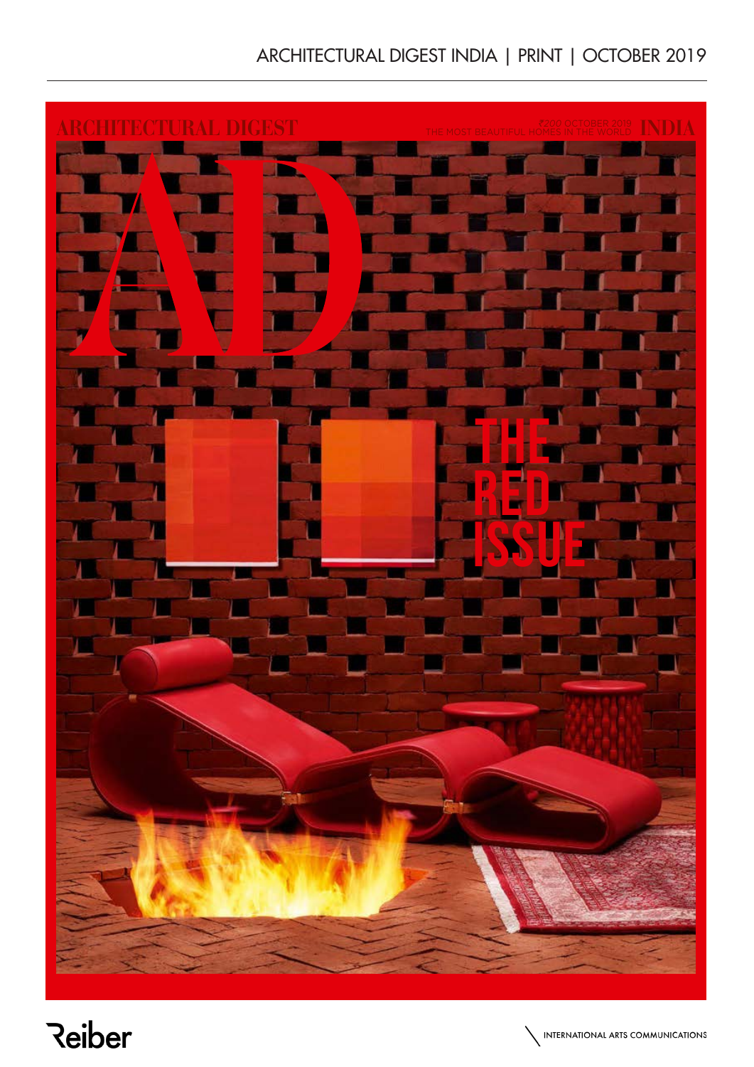ARCHITECTURAL DIGEST INDIA | PRINT | OCTOBER 2019

ARCHITECTURAL DIGEST

₹200 OCTOBER 2019
THE MOST BEAUTIFUL HOMES IN THE WORLD
INDIA

AD

THE RED ISSUE

Reiber

INTERNATIONAL ARTS COMMUNICATIONS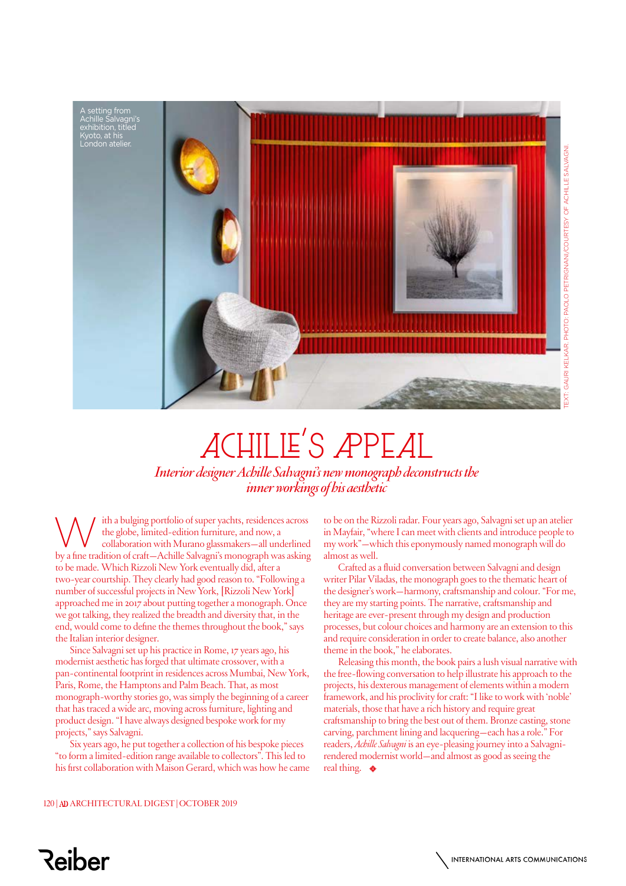A setting from Achille Salvagni's exhibition, titled Kyoto, at his London atelier.

TEXT: GAURI KELKAR. PHOTO: PAOLO PETRIGNANI/COURTESY OF ACHILLE SALVAGNI.

# ACHILLE'S APPEAL

*Interior designer Achille Salvagni's new monograph deconstructs the inner workings of his aesthetic*

With a bulging portfolio of super yachts, residences across the globe, limited-edition furniture, and now, a collaboration with Murano glassmakers—all underlined by a fine tradition of craft—Achille Salvagni's monograph was asking to be made. Which Rizzoli New York eventually did, after a two-year courtship. They clearly had good reason to. "Following a number of successful projects in New York, [Rizzoli New York] approached me in 2017 about putting together a monograph. Once we got talking, they realized the breadth and diversity that, in the end, would come to define the themes throughout the book," says the Italian interior designer.

Since Salvagni set up his practice in Rome, 17 years ago, his modernist aesthetic has forged that ultimate crossover, with a pan-continental footprint in residences across Mumbai, New York, Paris, Rome, the Hamptons and Palm Beach. That, as most monograph-worthy stories go, was simply the beginning of a career that has traced a wide arc, moving across furniture, lighting and product design. "I have always designed bespoke work for my projects," says Salvagni.

Six years ago, he put together a collection of his bespoke pieces "to form a limited-edition range available to collectors". This led to his first collaboration with Maison Gerard, which was how he came to be on the Rizzoli radar. Four years ago, Salvagni set up an atelier in Mayfair, "where I can meet with clients and introduce people to my work"—which this eponymously named monograph will do almost as well.

Crafted as a fluid conversation between Salvagni and design writer Pilar Viladas, the monograph goes to the thematic heart of the designer's work—harmony, craftsmanship and colour. "For me, they are my starting points. The narrative, craftsmanship and heritage are ever-present through my design and production processes, but colour choices and harmony are an extension to this and require consideration in order to create balance, also another theme in the book," he elaborates.

Releasing this month, the book pairs a lush visual narrative with the free-flowing conversation to help illustrate his approach to the projects, his dexterous management of elements within a modern framework, and his proclivity for craft: "I like to work with 'noble' materials, those that have a rich history and require great craftsmanship to bring the best out of them. Bronze casting, stone carving, parchment lining and lacquering—each has a role." For readers, *Achille Salvagni* is an eye-pleasing journey into a Salvagni-rendered modernist world—and almost as good as seeing the real thing. ◆